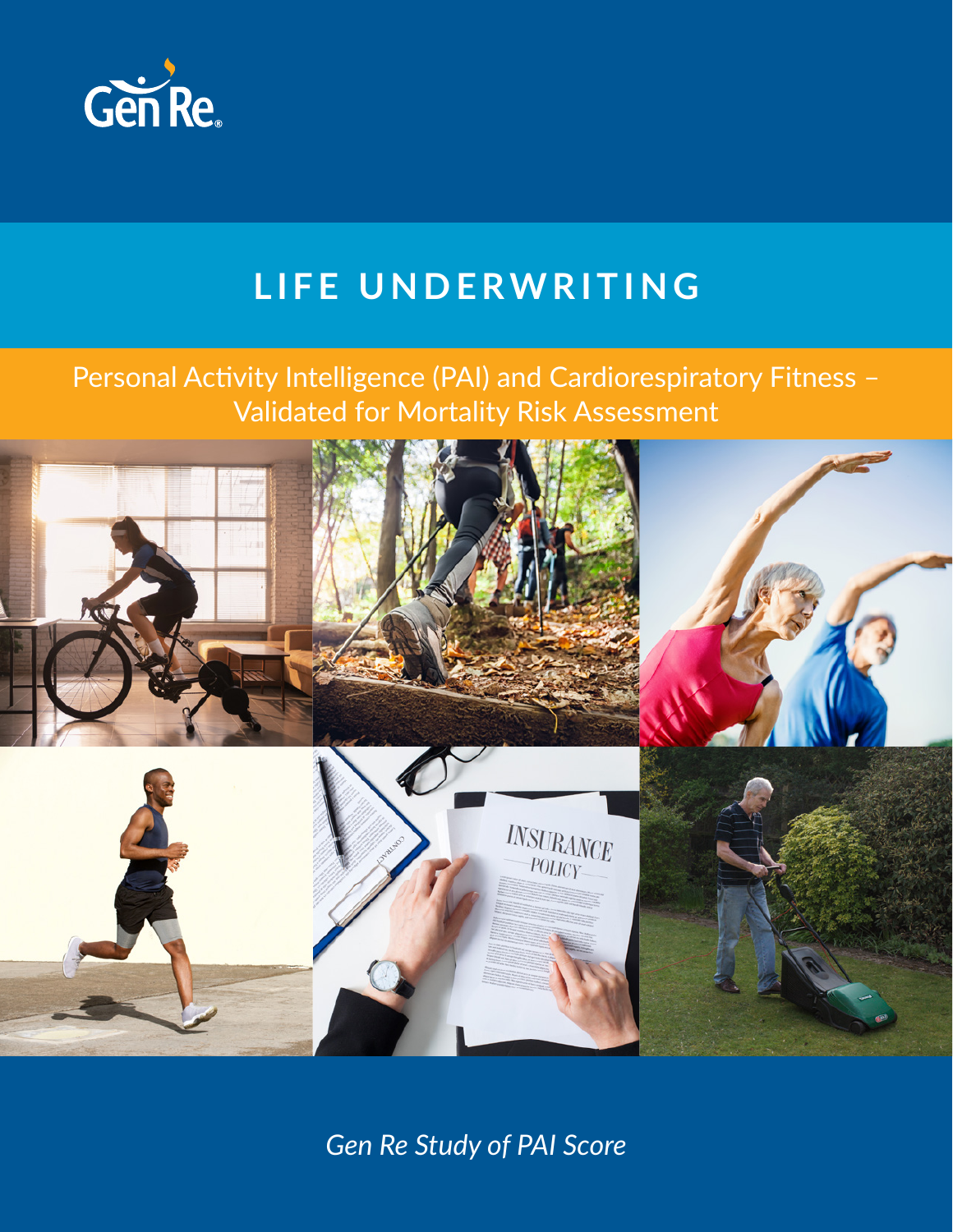Gen Re

# LIFE UNDERWRITING

## Personal Activity Intelligence (PAI) and Cardiorespiratory Fitness – Validated for Mortality Risk Assessment

*Gen Re Study of PAI Score*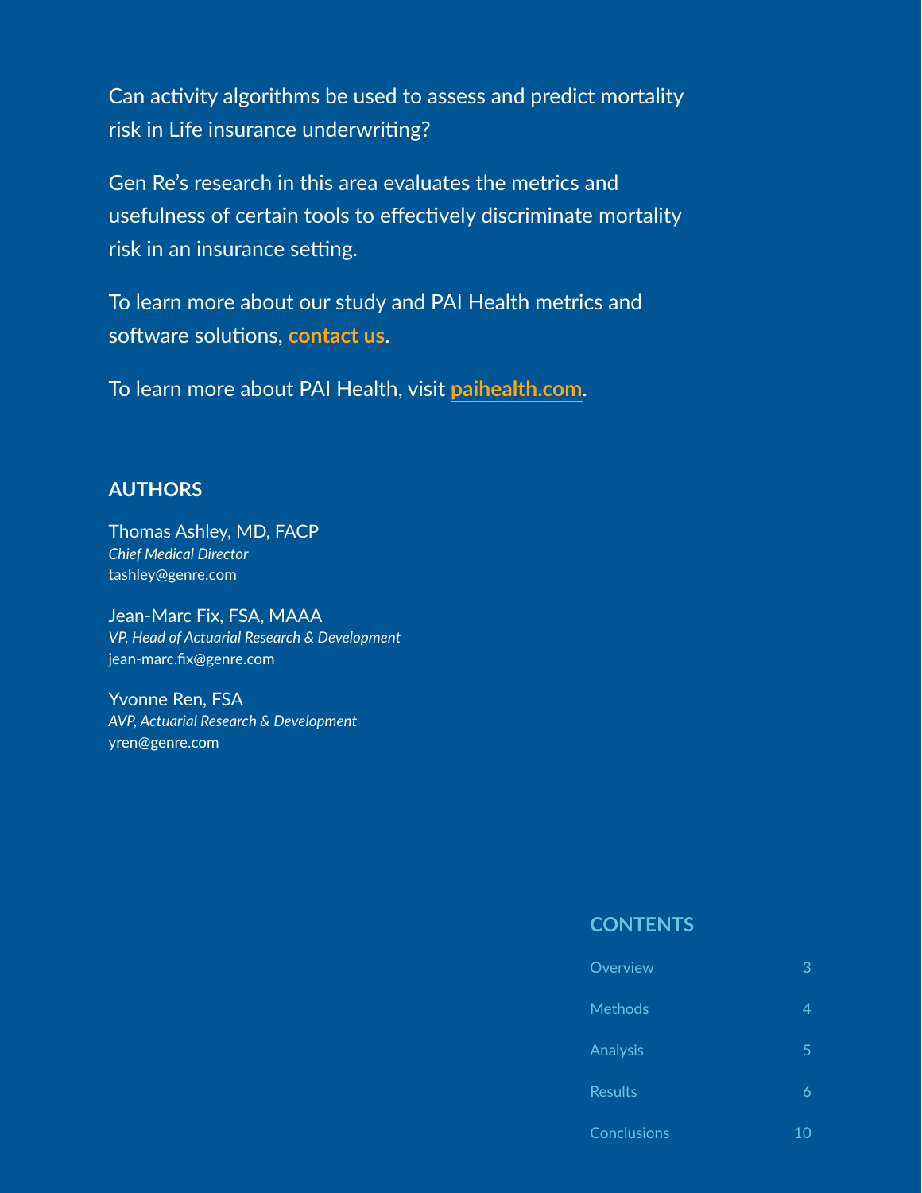Can activity algorithms be used to assess and predict mortality risk in Life insurance underwriting?

Gen Re's research in this area evaluates the metrics and usefulness of certain tools to effectively discriminate mortality risk in an insurance setting.

To learn more about our study and PAI Health metrics and software solutions, **contact us**.

To learn more about PAI Health, visit **paihealth.com**.

## AUTHORS

Thomas Ashley, MD, FACP
*Chief Medical Director*
tashley@genre.com

Jean-Marc Fix, FSA, MAAA
*VP, Head of Actuarial Research & Development*
jean-marc.fix@genre.com

Yvonne Ren, FSA
*AVP, Actuarial Research & Development*
yren@genre.com

## CONTENTS

| | |
|---|---|
| Overview | 3 |
| Methods | 4 |
| Analysis | 5 |
| Results | 6 |
| Conclusions | 10 |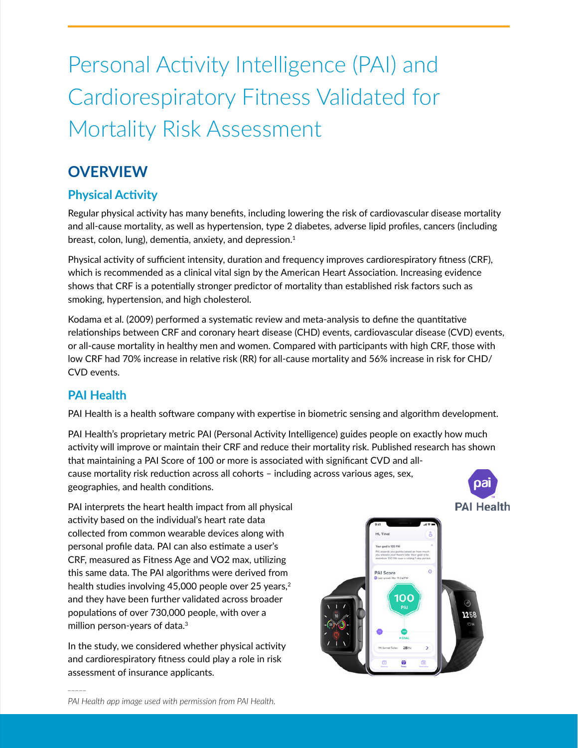# Personal Activity Intelligence (PAI) and Cardiorespiratory Fitness Validated for Mortality Risk Assessment

## OVERVIEW

### Physical Activity

Regular physical activity has many benefits, including lowering the risk of cardiovascular disease mortality and all-cause mortality, as well as hypertension, type 2 diabetes, adverse lipid profiles, cancers (including breast, colon, lung), dementia, anxiety, and depression.[1]

Physical activity of sufficient intensity, duration and frequency improves cardiorespiratory fitness (CRF), which is recommended as a clinical vital sign by the American Heart Association. Increasing evidence shows that CRF is a potentially stronger predictor of mortality than established risk factors such as smoking, hypertension, and high cholesterol.

Kodama et al. (2009) performed a systematic review and meta-analysis to define the quantitative relationships between CRF and coronary heart disease (CHD) events, cardiovascular disease (CVD) events, or all-cause mortality in healthy men and women. Compared with participants with high CRF, those with low CRF had 70% increase in relative risk (RR) for all-cause mortality and 56% increase in risk for CHD/CVD events.

### PAI Health

PAI Health is a health software company with expertise in biometric sensing and algorithm development.

PAI Health's proprietary metric PAI (Personal Activity Intelligence) guides people on exactly how much activity will improve or maintain their CRF and reduce their mortality risk. Published research has shown that maintaining a PAI Score of 100 or more is associated with significant CVD and all-cause mortality risk reduction across all cohorts – including across various ages, sex, geographies, and health conditions.

PAI interprets the heart health impact from all physical activity based on the individual's heart rate data collected from common wearable devices along with personal profile data. PAI can also estimate a user's CRF, measured as Fitness Age and VO2 max, utilizing this same data. The PAI algorithms were derived from health studies involving 45,000 people over 25 years,[2] and they have been further validated across broader populations of over 730,000 people, with over a million person-years of data.[3]

In the study, we considered whether physical activity and cardiorespiratory fitness could play a role in risk assessment of insurance applicants.

*PAI Health app image used with permission from PAI Health.*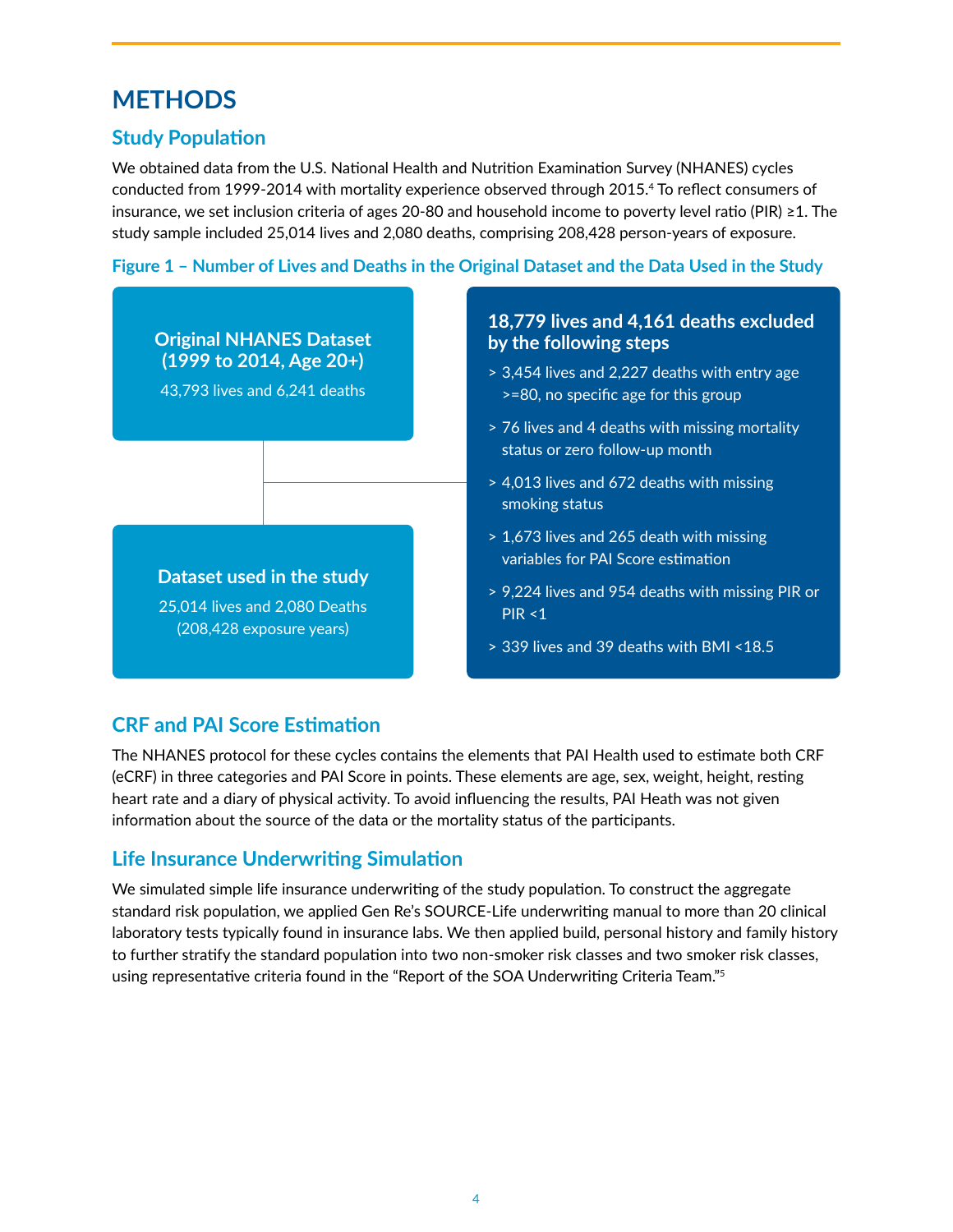# METHODS

## Study Population

We obtained data from the U.S. National Health and Nutrition Examination Survey (NHANES) cycles conducted from 1999-2014 with mortality experience observed through 2015.[4] To reflect consumers of insurance, we set inclusion criteria of ages 20-80 and household income to poverty level ratio (PIR) ≥1. The study sample included 25,014 lives and 2,080 deaths, comprising 208,428 person-years of exposure.

**Figure 1 – Number of Lives and Deaths in the Original Dataset and the Data Used in the Study**

**Original NHANES Dataset (1999 to 2014, Age 20+)**
43,793 lives and 6,241 deaths

**18,779 lives and 4,161 deaths excluded by the following steps**

> 3,454 lives and 2,227 deaths with entry age >=80, no specific age for this group

> 76 lives and 4 deaths with missing mortality status or zero follow-up month

> 4,013 lives and 672 deaths with missing smoking status

> 1,673 lives and 265 death with missing variables for PAI Score estimation

> 9,224 lives and 954 deaths with missing PIR or PIR <1

> 339 lives and 39 deaths with BMI <18.5

**Dataset used in the study**
25,014 lives and 2,080 Deaths (208,428 exposure years)

## CRF and PAI Score Estimation

The NHANES protocol for these cycles contains the elements that PAI Health used to estimate both CRF (eCRF) in three categories and PAI Score in points. These elements are age, sex, weight, height, resting heart rate and a diary of physical activity. To avoid influencing the results, PAI Heath was not given information about the source of the data or the mortality status of the participants.

## Life Insurance Underwriting Simulation

We simulated simple life insurance underwriting of the study population. To construct the aggregate standard risk population, we applied Gen Re's SOURCE-Life underwriting manual to more than 20 clinical laboratory tests typically found in insurance labs. We then applied build, personal history and family history to further stratify the standard population into two non-smoker risk classes and two smoker risk classes, using representative criteria found in the "Report of the SOA Underwriting Criteria Team."[5]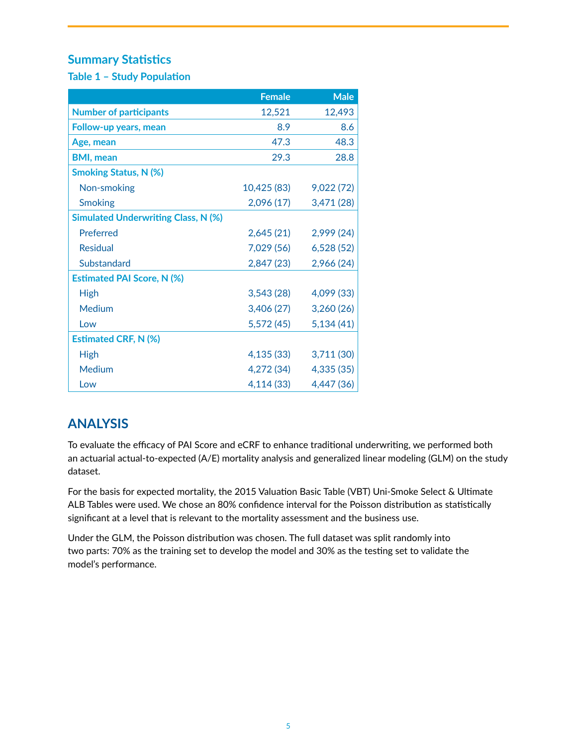## Summary Statistics

### Table 1 – Study Population

| | Female | Male |
|---|---|---|
| **Number of participants** | 12,521 | 12,493 |
| **Follow-up years, mean** | 8.9 | 8.6 |
| **Age, mean** | 47.3 | 48.3 |
| **BMI, mean** | 29.3 | 28.8 |
| **Smoking Status, N (%)** | | |
| Non-smoking | 10,425 (83) | 9,022 (72) |
| Smoking | 2,096 (17) | 3,471 (28) |
| **Simulated Underwriting Class, N (%)** | | |
| Preferred | 2,645 (21) | 2,999 (24) |
| Residual | 7,029 (56) | 6,528 (52) |
| Substandard | 2,847 (23) | 2,966 (24) |
| **Estimated PAI Score, N (%)** | | |
| High | 3,543 (28) | 4,099 (33) |
| Medium | 3,406 (27) | 3,260 (26) |
| Low | 5,572 (45) | 5,134 (41) |
| **Estimated CRF, N (%)** | | |
| High | 4,135 (33) | 3,711 (30) |
| Medium | 4,272 (34) | 4,335 (35) |
| Low | 4,114 (33) | 4,447 (36) |

## ANALYSIS

To evaluate the efficacy of PAI Score and eCRF to enhance traditional underwriting, we performed both an actuarial actual-to-expected (A/E) mortality analysis and generalized linear modeling (GLM) on the study dataset.

For the basis for expected mortality, the 2015 Valuation Basic Table (VBT) Uni-Smoke Select & Ultimate ALB Tables were used. We chose an 80% confidence interval for the Poisson distribution as statistically significant at a level that is relevant to the mortality assessment and the business use.

Under the GLM, the Poisson distribution was chosen. The full dataset was split randomly into two parts: 70% as the training set to develop the model and 30% as the testing set to validate the model's performance.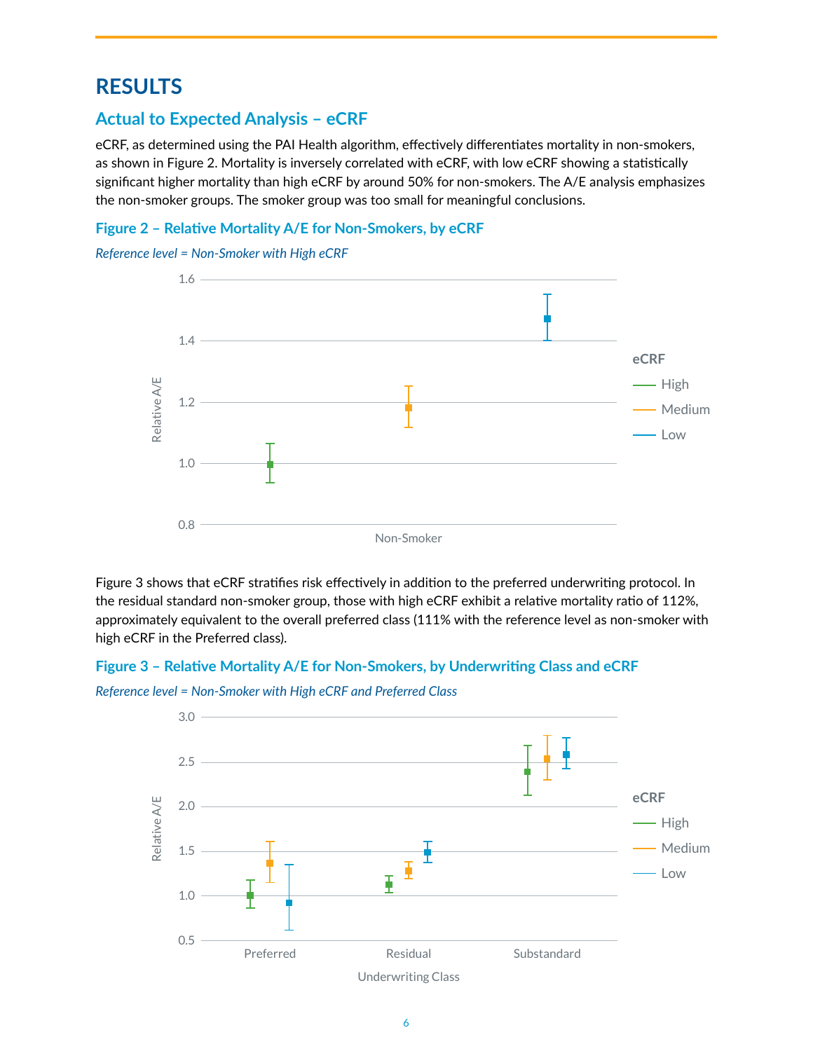# RESULTS

## Actual to Expected Analysis – eCRF

eCRF, as determined using the PAI Health algorithm, effectively differentiates mortality in non-smokers, as shown in Figure 2. Mortality is inversely correlated with eCRF, with low eCRF showing a statistically significant higher mortality than high eCRF by around 50% for non-smokers. The A/E analysis emphasizes the non-smoker groups. The smoker group was too small for meaningful conclusions.

### Figure 2 – Relative Mortality A/E for Non-Smokers, by eCRF

*Reference level = Non-Smoker with High eCRF*

Figure 3 shows that eCRF stratifies risk effectively in addition to the preferred underwriting protocol. In the residual standard non-smoker group, those with high eCRF exhibit a relative mortality ratio of 112%, approximately equivalent to the overall preferred class (111% with the reference level as non-smoker with high eCRF in the Preferred class).

### Figure 3 – Relative Mortality A/E for Non-Smokers, by Underwriting Class and eCRF

*Reference level = Non-Smoker with High eCRF and Preferred Class*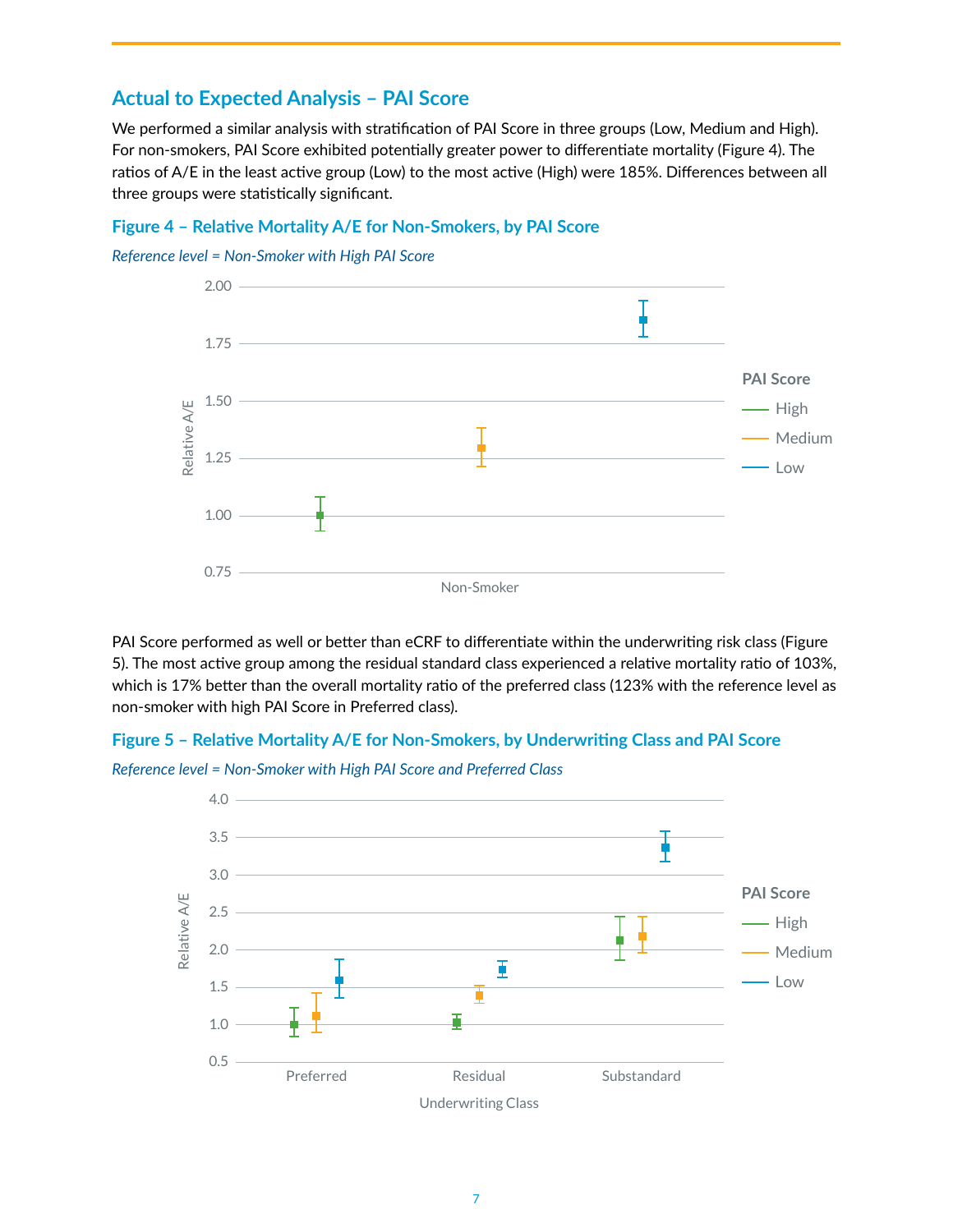## Actual to Expected Analysis – PAI Score

We performed a similar analysis with stratification of PAI Score in three groups (Low, Medium and High). For non-smokers, PAI Score exhibited potentially greater power to differentiate mortality (Figure 4). The ratios of A/E in the least active group (Low) to the most active (High) were 185%. Differences between all three groups were statistically significant.

### Figure 4 – Relative Mortality A/E for Non-Smokers, by PAI Score

*Reference level = Non-Smoker with High PAI Score*

PAI Score performed as well or better than eCRF to differentiate within the underwriting risk class (Figure 5). The most active group among the residual standard class experienced a relative mortality ratio of 103%, which is 17% better than the overall mortality ratio of the preferred class (123% with the reference level as non-smoker with high PAI Score in Preferred class).

### Figure 5 – Relative Mortality A/E for Non-Smokers, by Underwriting Class and PAI Score

*Reference level = Non-Smoker with High PAI Score and Preferred Class*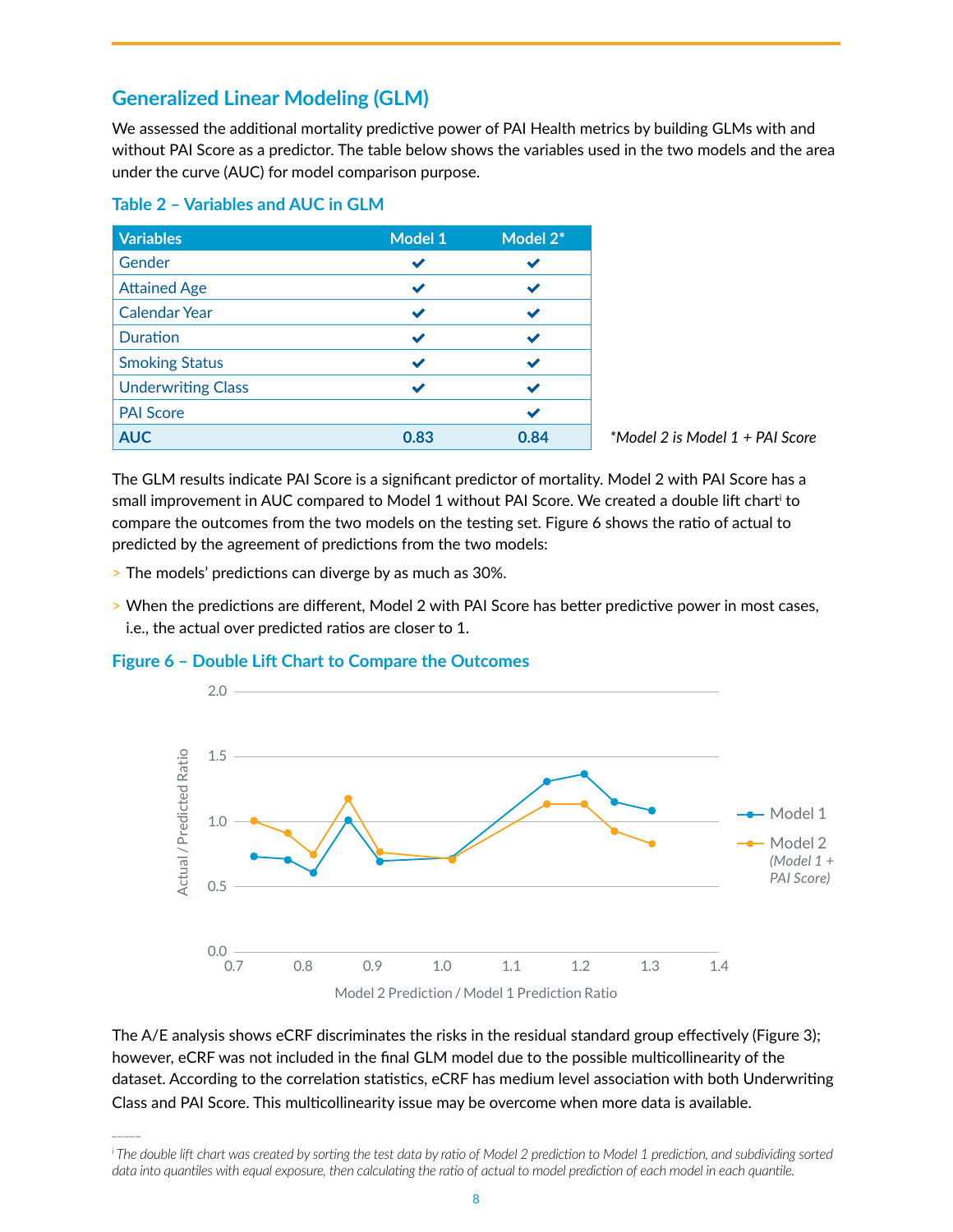## Generalized Linear Modeling (GLM)

We assessed the additional mortality predictive power of PAI Health metrics by building GLMs with and without PAI Score as a predictor. The table below shows the variables used in the two models and the area under the curve (AUC) for model comparison purpose.

### Table 2 – Variables and AUC in GLM

| Variables | Model 1 | Model 2* |
|---|---|---|
| Gender | ✔ | ✔ |
| Attained Age | ✔ | ✔ |
| Calendar Year | ✔ | ✔ |
| Duration | ✔ | ✔ |
| Smoking Status | ✔ | ✔ |
| Underwriting Class | ✔ | ✔ |
| PAI Score | | ✔ |
| **AUC** | **0.83** | **0.84** |

*\*Model 2 is Model 1 + PAI Score*

The GLM results indicate PAI Score is a significant predictor of mortality. Model 2 with PAI Score has a small improvement in AUC compared to Model 1 without PAI Score. We created a double lift chart[i] to compare the outcomes from the two models on the testing set. Figure 6 shows the ratio of actual to predicted by the agreement of predictions from the two models:

- The models' predictions can diverge by as much as 30%.
- When the predictions are different, Model 2 with PAI Score has better predictive power in most cases, i.e., the actual over predicted ratios are closer to 1.

### Figure 6 – Double Lift Chart to Compare the Outcomes

The A/E analysis shows eCRF discriminates the risks in the residual standard group effectively (Figure 3); however, eCRF was not included in the final GLM model due to the possible multicollinearity of the dataset. According to the correlation statistics, eCRF has medium level association with both Underwriting Class and PAI Score. This multicollinearity issue may be overcome when more data is available.

---

[i] *The double lift chart was created by sorting the test data by ratio of Model 2 prediction to Model 1 prediction, and subdividing sorted data into quantiles with equal exposure, then calculating the ratio of actual to model prediction of each model in each quantile.*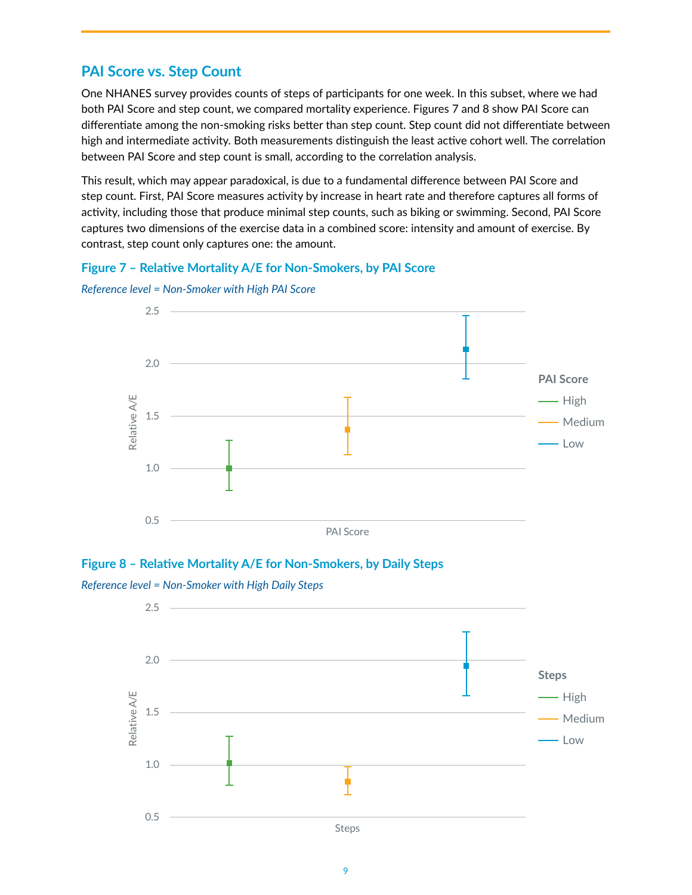## PAI Score vs. Step Count

One NHANES survey provides counts of steps of participants for one week. In this subset, where we had both PAI Score and step count, we compared mortality experience. Figures 7 and 8 show PAI Score can differentiate among the non-smoking risks better than step count. Step count did not differentiate between high and intermediate activity. Both measurements distinguish the least active cohort well. The correlation between PAI Score and step count is small, according to the correlation analysis.

This result, which may appear paradoxical, is due to a fundamental difference between PAI Score and step count. First, PAI Score measures activity by increase in heart rate and therefore captures all forms of activity, including those that produce minimal step counts, such as biking or swimming. Second, PAI Score captures two dimensions of the exercise data in a combined score: intensity and amount of exercise. By contrast, step count only captures one: the amount.

### Figure 7 – Relative Mortality A/E for Non-Smokers, by PAI Score

*Reference level = Non-Smoker with High PAI Score*

### Figure 8 – Relative Mortality A/E for Non-Smokers, by Daily Steps

*Reference level = Non-Smoker with High Daily Steps*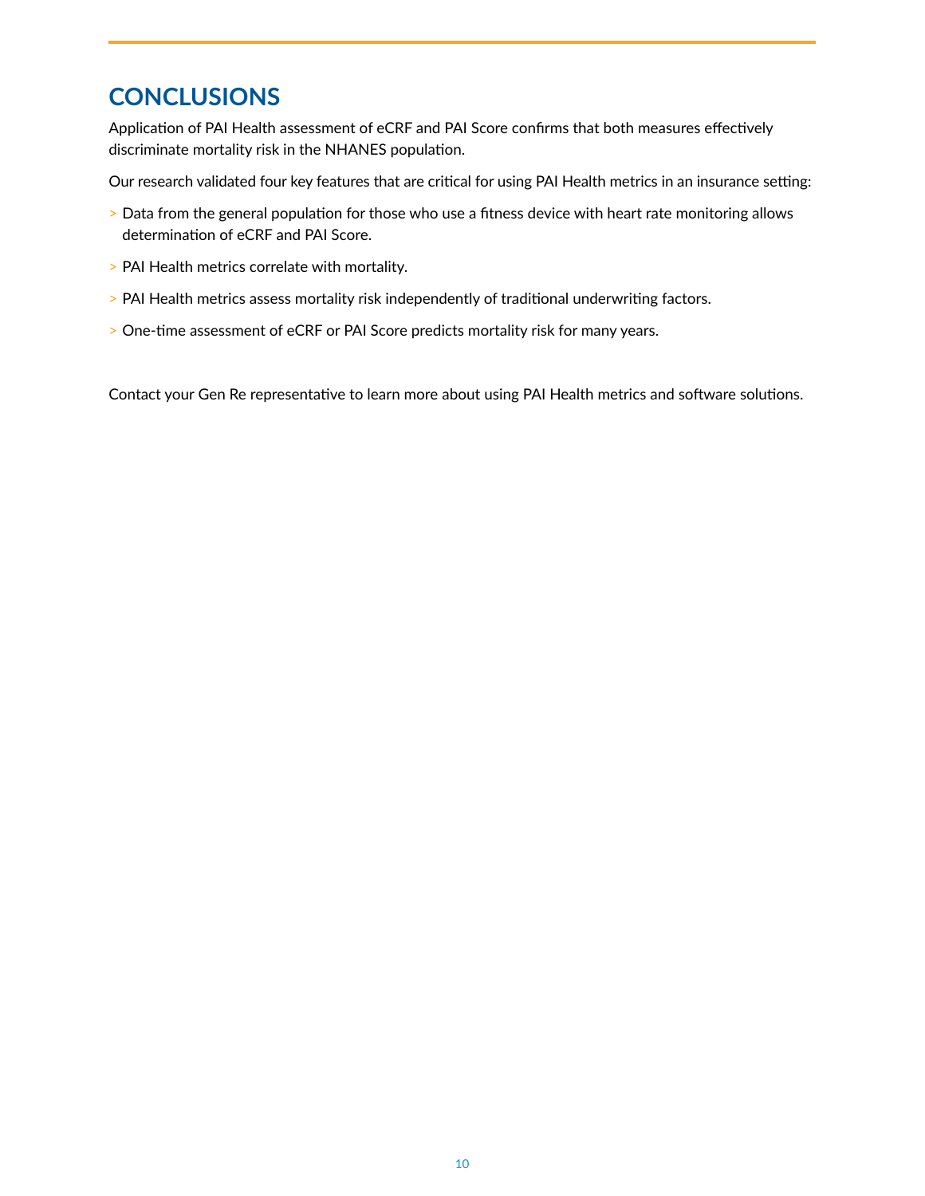## CONCLUSIONS

Application of PAI Health assessment of eCRF and PAI Score confirms that both measures effectively discriminate mortality risk in the NHANES population.

Our research validated four key features that are critical for using PAI Health metrics in an insurance setting:

- Data from the general population for those who use a fitness device with heart rate monitoring allows determination of eCRF and PAI Score.
- PAI Health metrics correlate with mortality.
- PAI Health metrics assess mortality risk independently of traditional underwriting factors.
- One-time assessment of eCRF or PAI Score predicts mortality risk for many years.

Contact your Gen Re representative to learn more about using PAI Health metrics and software solutions.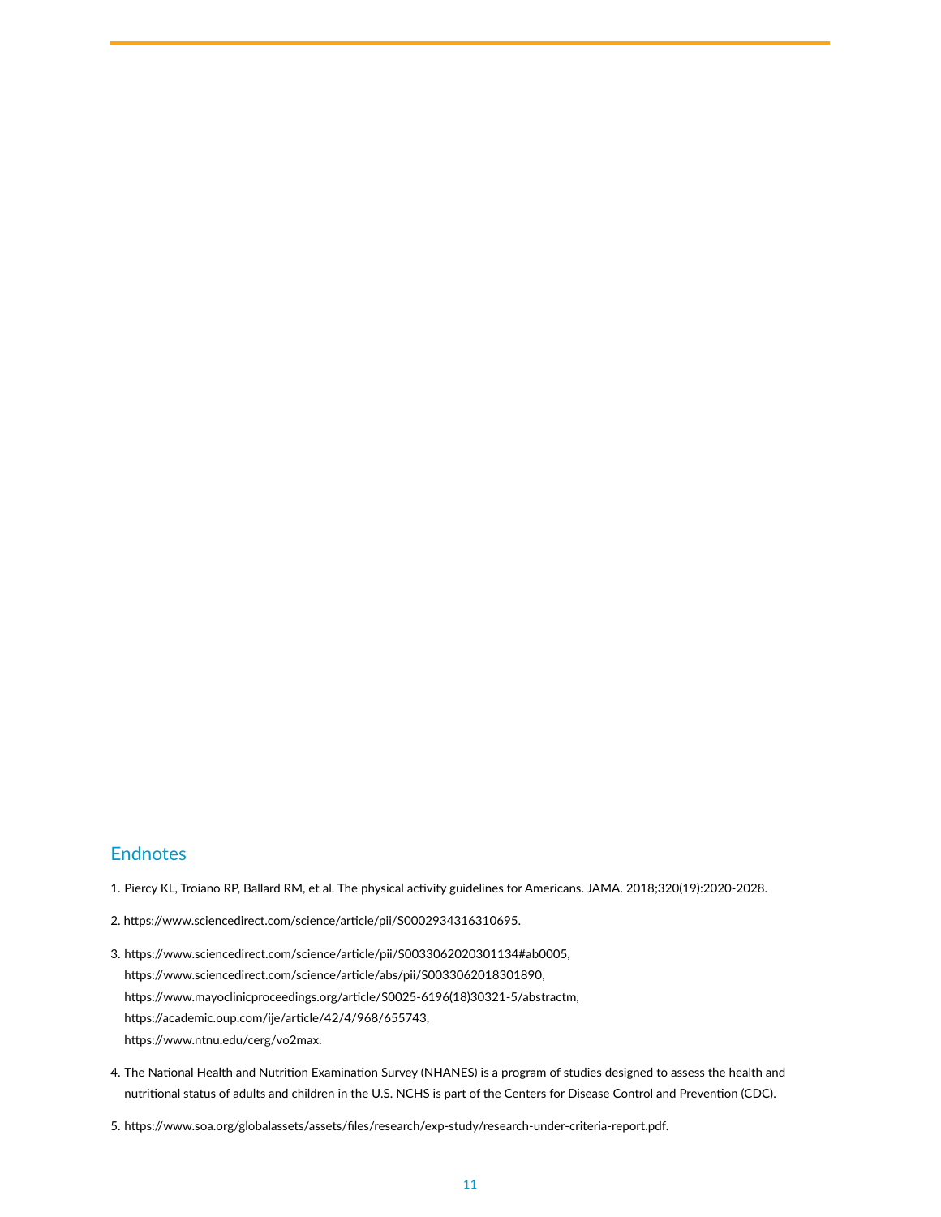## Endnotes

1. Piercy KL, Troiano RP, Ballard RM, et al. The physical activity guidelines for Americans. JAMA. 2018;320(19):2020-2028.

2. https://www.sciencedirect.com/science/article/pii/S0002934316310695.

3. https://www.sciencedirect.com/science/article/pii/S0033062020301134#ab0005,
   https://www.sciencedirect.com/science/article/abs/pii/S0033062018301890,
   https://www.mayoclinicproceedings.org/article/S0025-6196(18)30321-5/abstractm,
   https://academic.oup.com/ije/article/42/4/968/655743,
   https://www.ntnu.edu/cerg/vo2max.

4. The National Health and Nutrition Examination Survey (NHANES) is a program of studies designed to assess the health and nutritional status of adults and children in the U.S. NCHS is part of the Centers for Disease Control and Prevention (CDC).

5. https://www.soa.org/globalassets/assets/files/research/exp-study/research-under-criteria-report.pdf.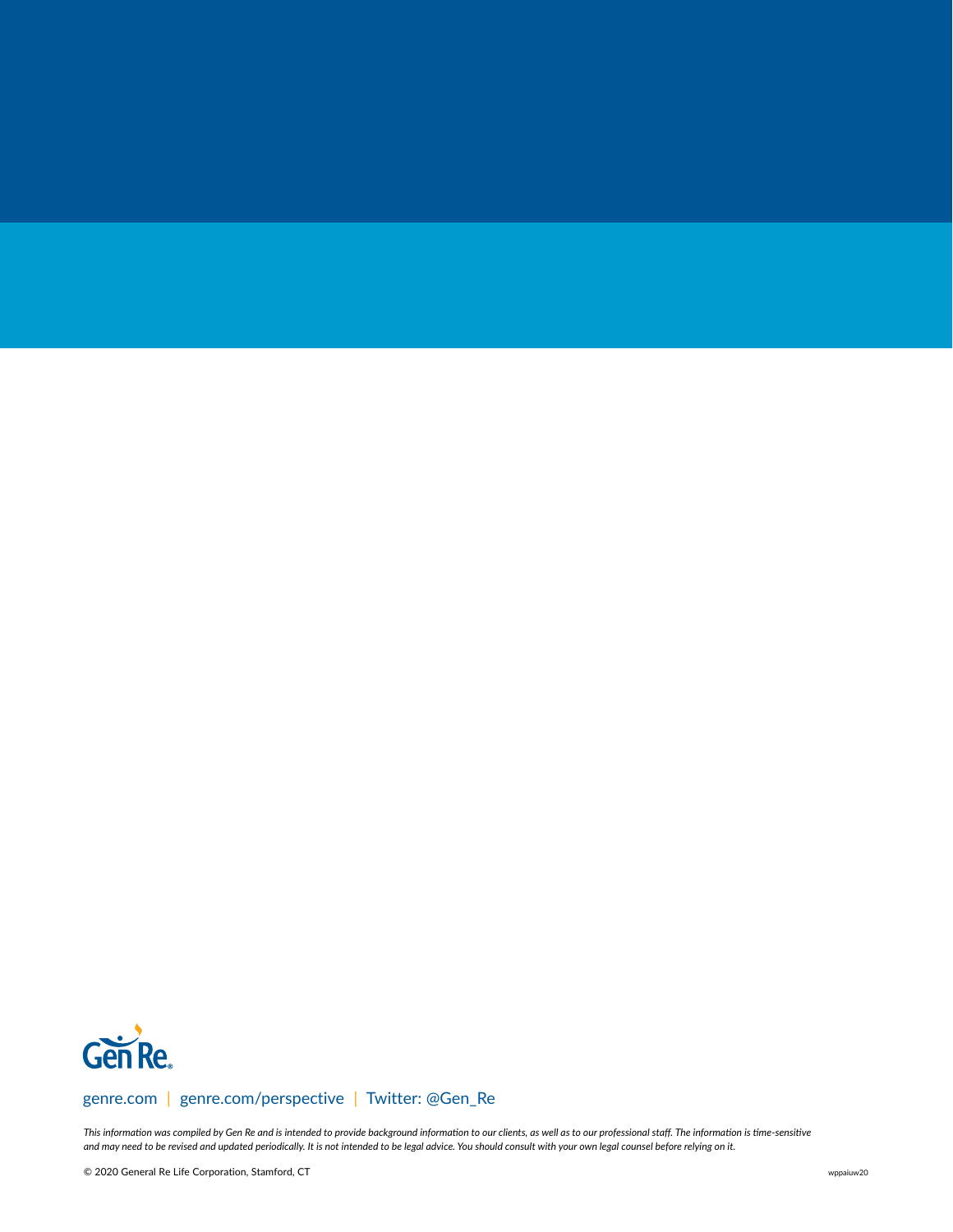Gen Re

genre.com | genre.com/perspective | Twitter: @Gen_Re

*This information was compiled by Gen Re and is intended to provide background information to our clients, as well as to our professional staff. The information is time-sensitive and may need to be revised and updated periodically. It is not intended to be legal advice. You should consult with your own legal counsel before relying on it.*

© 2020 General Re Life Corporation, Stamford, CT

wppaiuw20